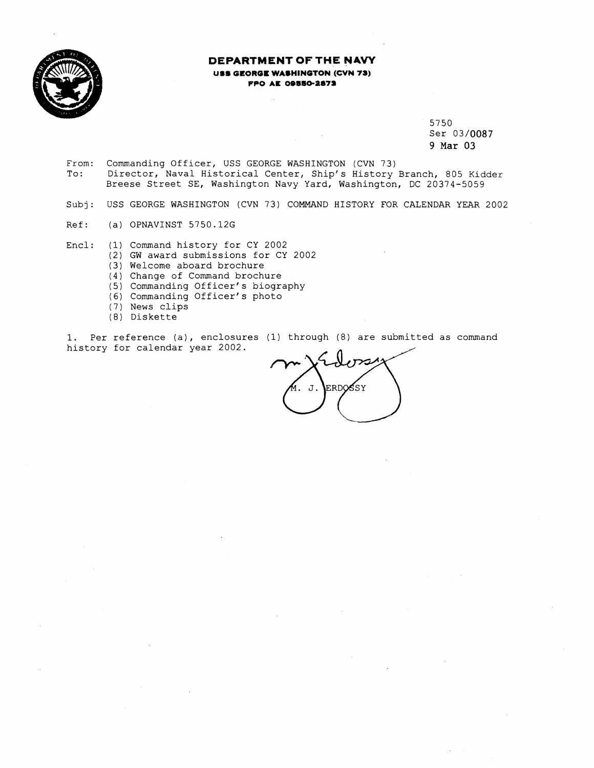# DEPARTMENT OF THE NAVY

**USS GEORGE WASHINGTON (CVN 73)**
**FPO AE 09550-2873**

5750
Ser 03/0087
9 Mar 03

From: Commanding Officer, USS GEORGE WASHINGTON (CVN 73)
To: Director, Naval Historical Center, Ship's History Branch, 805 Kidder Breese Street SE, Washington Navy Yard, Washington, DC 20374-5059

Subj: USS GEORGE WASHINGTON (CVN 73) COMMAND HISTORY FOR CALENDAR YEAR 2002

Ref: (a) OPNAVINST 5750.12G

Encl: (1) Command history for CY 2002
(2) GW award submissions for CY 2002
(3) Welcome aboard brochure
(4) Change of Command brochure
(5) Commanding Officer's biography
(6) Commanding Officer's photo
(7) News clips
(8) Diskette

1. Per reference (a), enclosures (1) through (8) are submitted as command history for calendar year 2002.

M. J. ERDOSSY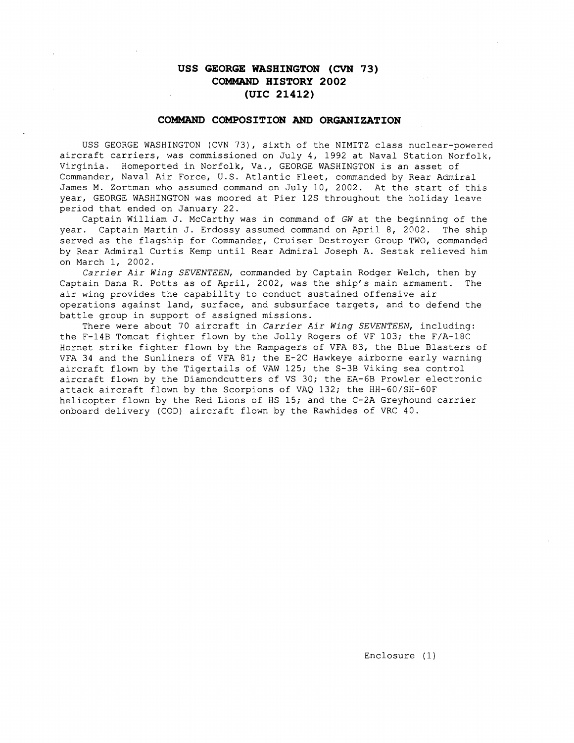# USS GEORGE WASHINGTON (CVN 73)
# COMMAND HISTORY 2002
# (UIC 21412)

## COMMAND COMPOSITION AND ORGANIZATION

USS GEORGE WASHINGTON (CVN 73), sixth of the NIMITZ class nuclear-powered aircraft carriers, was commissioned on July 4, 1992 at Naval Station Norfolk, Virginia. Homeported in Norfolk, Va., GEORGE WASHINGTON is an asset of Commander, Naval Air Force, U.S. Atlantic Fleet, commanded by Rear Admiral James M. Zortman who assumed command on July 10, 2002. At the start of this year, GEORGE WASHINGTON was moored at Pier 12S throughout the holiday leave period that ended on January 22.

Captain William J. McCarthy was in command of *GW* at the beginning of the year. Captain Martin J. Erdossy assumed command on April 8, 2002. The ship served as the flagship for Commander, Cruiser Destroyer Group TWO, commanded by Rear Admiral Curtis Kemp until Rear Admiral Joseph A. Sestak relieved him on March 1, 2002.

*Carrier Air Wing SEVENTEEN*, commanded by Captain Rodger Welch, then by Captain Dana R. Potts as of April, 2002, was the ship's main armament. The air wing provides the capability to conduct sustained offensive air operations against land, surface, and subsurface targets, and to defend the battle group in support of assigned missions.

There were about 70 aircraft in *Carrier Air Wing SEVENTEEN*, including: the F-14B Tomcat fighter flown by the Jolly Rogers of VF 103; the F/A-18C Hornet strike fighter flown by the Rampagers of VFA 83, the Blue Blasters of VFA 34 and the Sunliners of VFA 81; the E-2C Hawkeye airborne early warning aircraft flown by the Tigertails of VAW 125; the S-3B Viking sea control aircraft flown by the Diamondcutters of VS 30; the EA-6B Prowler electronic attack aircraft flown by the Scorpions of VAQ 132; the HH-60/SH-60F helicopter flown by the Red Lions of HS 15; and the C-2A Greyhound carrier onboard delivery (COD) aircraft flown by the Rawhides of VRC 40.

Enclosure (1)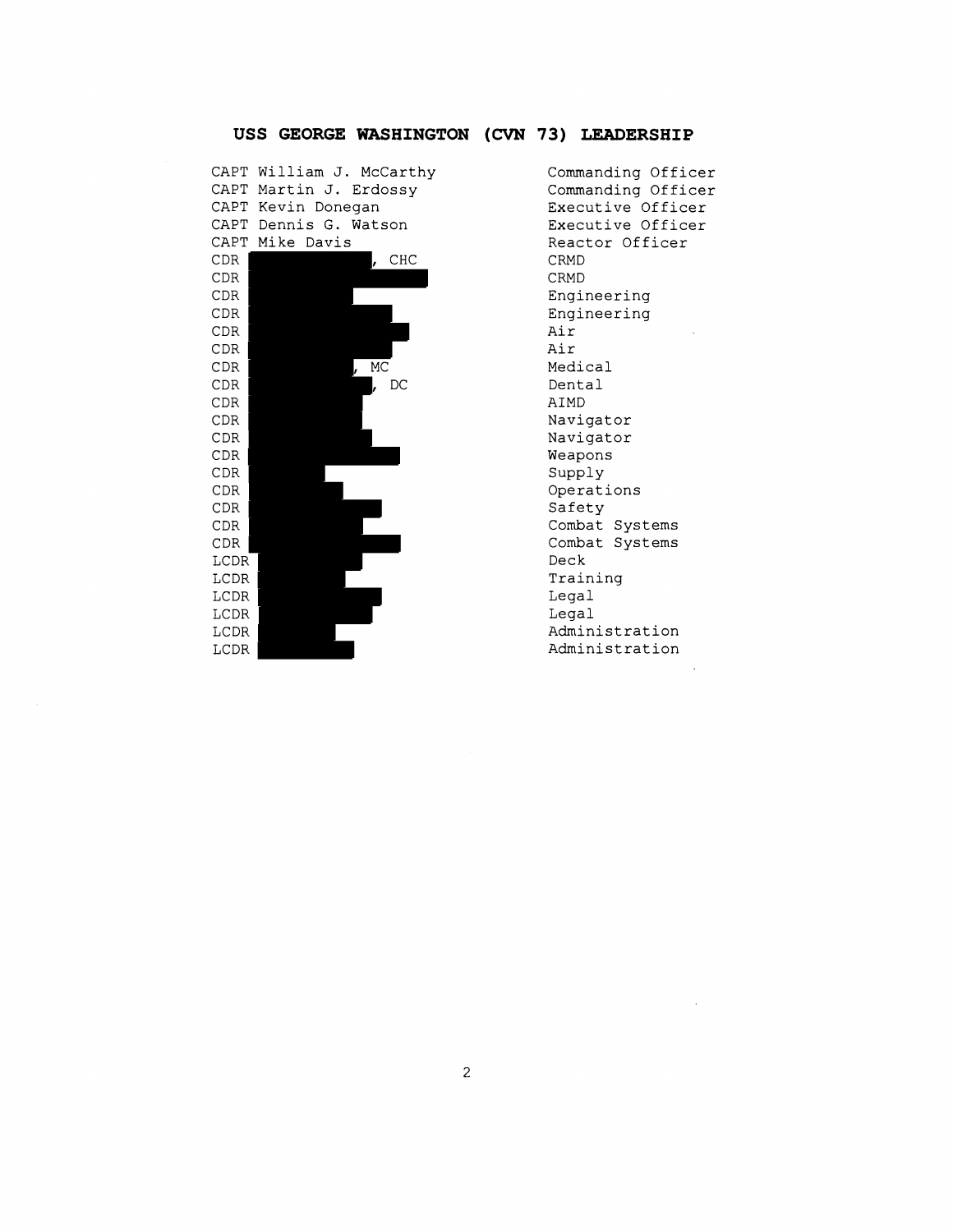# USS GEORGE WASHINGTON (CVN 73) LEADERSHIP

| | |
|---|---|
| CAPT William J. McCarthy | Commanding Officer |
| CAPT Martin J. Erdossy | Commanding Officer |
| CAPT Kevin Donegan | Executive Officer |
| CAPT Dennis G. Watson | Executive Officer |
| CAPT Mike Davis | Reactor Officer |
| CDR [REDACTED], CHC | CRMD |
| CDR [REDACTED] | CRMD |
| CDR [REDACTED] | Engineering |
| CDR [REDACTED] | Engineering |
| CDR [REDACTED] | Air |
| CDR [REDACTED] | Air |
| CDR [REDACTED], MC | Medical |
| CDR [REDACTED], DC | Dental |
| CDR [REDACTED] | AIMD |
| CDR [REDACTED] | Navigator |
| CDR [REDACTED] | Navigator |
| CDR [REDACTED] | Weapons |
| CDR [REDACTED] | Supply |
| CDR [REDACTED] | Operations |
| CDR [REDACTED] | Safety |
| CDR [REDACTED] | Combat Systems |
| CDR [REDACTED] | Combat Systems |
| LCDR [REDACTED] | Deck |
| LCDR [REDACTED] | Training |
| LCDR [REDACTED] | Legal |
| LCDR [REDACTED] | Legal |
| LCDR [REDACTED] | Administration |
| LCDR [REDACTED] | Administration |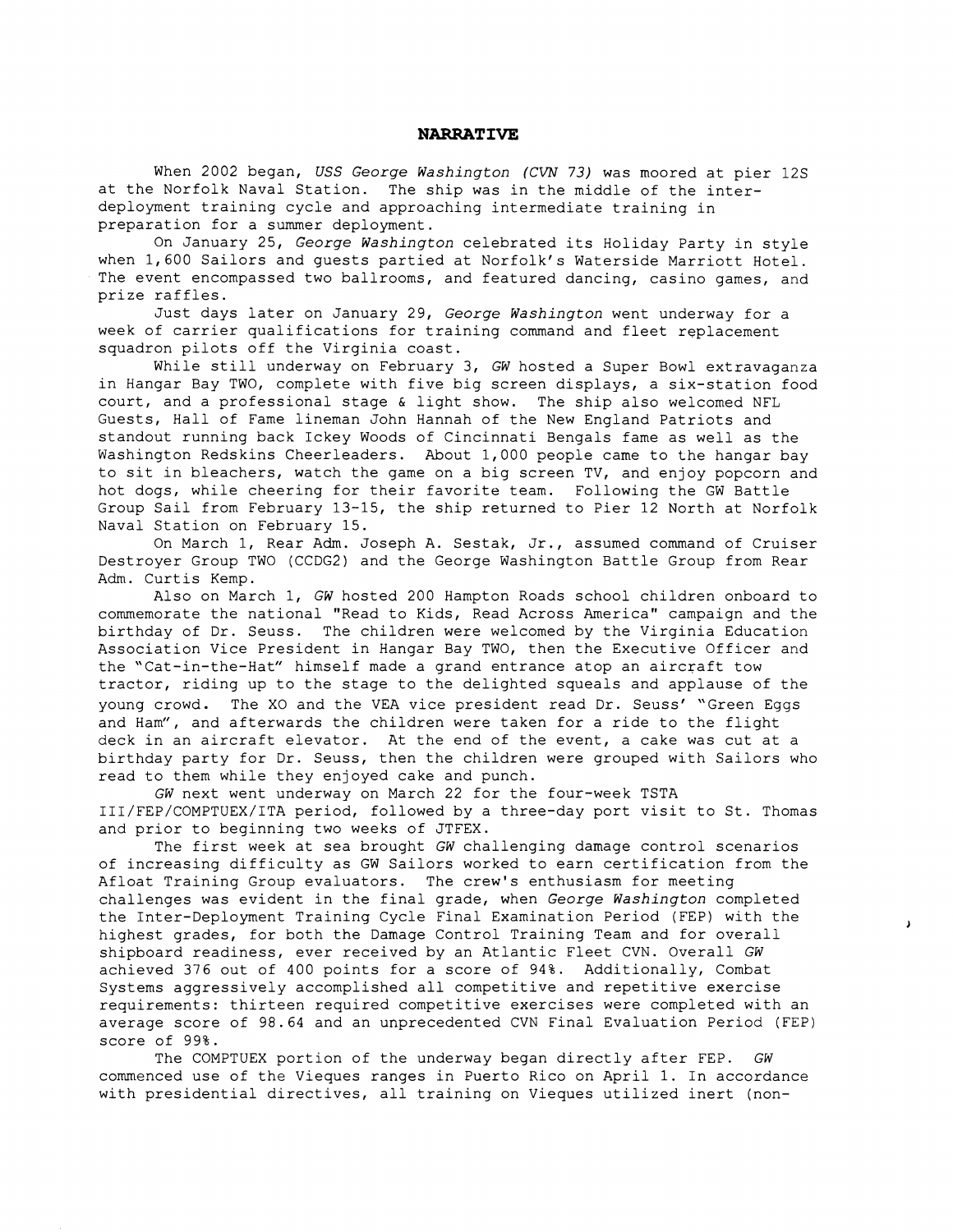## NARRATIVE

When 2002 began, *USS George Washington (CVN 73)* was moored at pier 12S at the Norfolk Naval Station. The ship was in the middle of the inter-deployment training cycle and approaching intermediate training in preparation for a summer deployment.

On January 25, *George Washington* celebrated its Holiday Party in style when 1,600 Sailors and guests partied at Norfolk's Waterside Marriott Hotel. The event encompassed two ballrooms, and featured dancing, casino games, and prize raffles.

Just days later on January 29, *George Washington* went underway for a week of carrier qualifications for training command and fleet replacement squadron pilots off the Virginia coast.

While still underway on February 3, *GW* hosted a Super Bowl extravaganza in Hangar Bay TWO, complete with five big screen displays, a six-station food court, and a professional stage & light show. The ship also welcomed NFL Guests, Hall of Fame lineman John Hannah of the New England Patriots and standout running back Ickey Woods of Cincinnati Bengals fame as well as the Washington Redskins Cheerleaders. About 1,000 people came to the hangar bay to sit in bleachers, watch the game on a big screen TV, and enjoy popcorn and hot dogs, while cheering for their favorite team. Following the GW Battle Group Sail from February 13-15, the ship returned to Pier 12 North at Norfolk Naval Station on February 15.

On March 1, Rear Adm. Joseph A. Sestak, Jr., assumed command of Cruiser Destroyer Group TWO (CCDG2) and the George Washington Battle Group from Rear Adm. Curtis Kemp.

Also on March 1, *GW* hosted 200 Hampton Roads school children onboard to commemorate the national "Read to Kids, Read Across America" campaign and the birthday of Dr. Seuss. The children were welcomed by the Virginia Education Association Vice President in Hangar Bay TWO, then the Executive Officer and the "Cat-in-the-Hat" himself made a grand entrance atop an aircraft tow tractor, riding up to the stage to the delighted squeals and applause of the young crowd. The XO and the VEA vice president read Dr. Seuss' "Green Eggs and Ham", and afterwards the children were taken for a ride to the flight deck in an aircraft elevator. At the end of the event, a cake was cut at a birthday party for Dr. Seuss, then the children were grouped with Sailors who read to them while they enjoyed cake and punch.

*GW* next went underway on March 22 for the four-week TSTA III/FEP/COMPTUEX/ITA period, followed by a three-day port visit to St. Thomas and prior to beginning two weeks of JTFEX.

The first week at sea brought *GW* challenging damage control scenarios of increasing difficulty as GW Sailors worked to earn certification from the Afloat Training Group evaluators. The crew's enthusiasm for meeting challenges was evident in the final grade, when *George Washington* completed the Inter-Deployment Training Cycle Final Examination Period (FEP) with the highest grades, for both the Damage Control Training Team and for overall shipboard readiness, ever received by an Atlantic Fleet CVN. Overall *GW* achieved 376 out of 400 points for a score of 94%. Additionally, Combat Systems aggressively accomplished all competitive and repetitive exercise requirements: thirteen required competitive exercises were completed with an average score of 98.64 and an unprecedented CVN Final Evaluation Period (FEP) score of 99%.

The COMPTUEX portion of the underway began directly after FEP. *GW* commenced use of the Vieques ranges in Puerto Rico on April 1. In accordance with presidential directives, all training on Vieques utilized inert (non-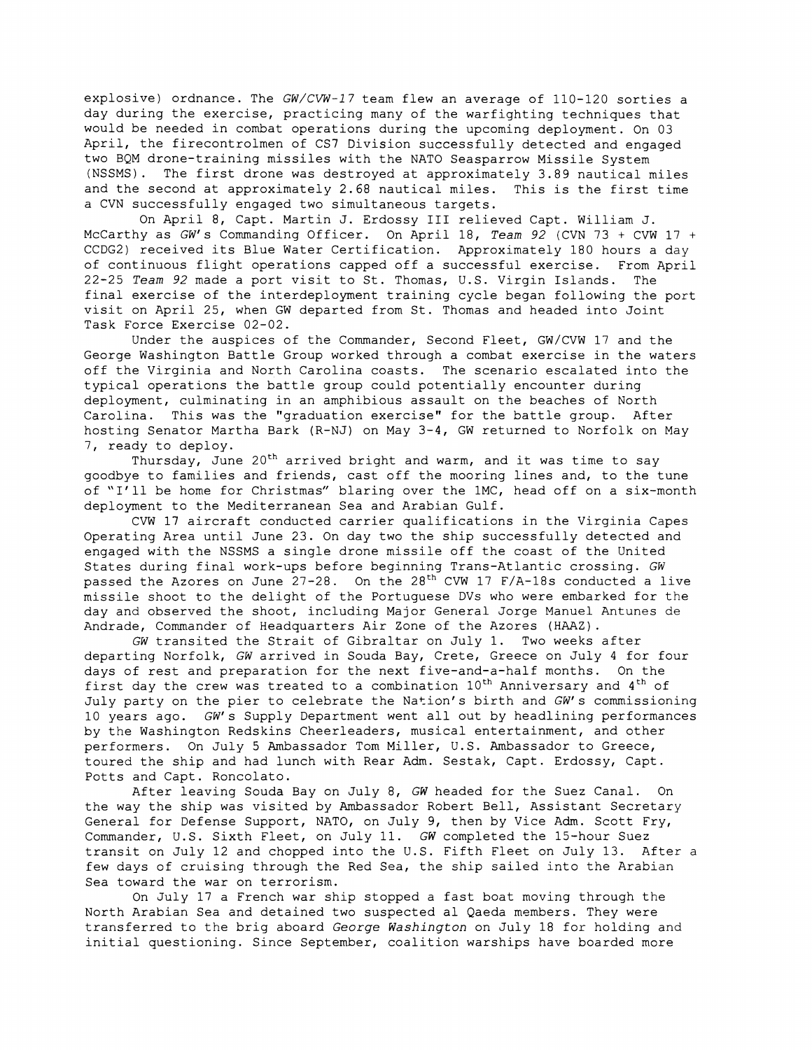explosive) ordnance. The *GW/CVW-17* team flew an average of 110-120 sorties a day during the exercise, practicing many of the warfighting techniques that would be needed in combat operations during the upcoming deployment. On 03 April, the firecontrolmen of CS7 Division successfully detected and engaged two BQM drone-training missiles with the NATO Seasparrow Missile System (NSSMS). The first drone was destroyed at approximately 3.89 nautical miles and the second at approximately 2.68 nautical miles. This is the first time a CVN successfully engaged two simultaneous targets.

On April 8, Capt. Martin J. Erdossy III relieved Capt. William J. McCarthy as *GW*'s Commanding Officer. On April 18, *Team 92* (CVN 73 + CVW 17 + CCDG2) received its Blue Water Certification. Approximately 180 hours a day of continuous flight operations capped off a successful exercise. From April 22-25 *Team 92* made a port visit to St. Thomas, U.S. Virgin Islands. The final exercise of the interdeployment training cycle began following the port visit on April 25, when GW departed from St. Thomas and headed into Joint Task Force Exercise 02-02.

Under the auspices of the Commander, Second Fleet, GW/CVW 17 and the George Washington Battle Group worked through a combat exercise in the waters off the Virginia and North Carolina coasts. The scenario escalated into the typical operations the battle group could potentially encounter during deployment, culminating in an amphibious assault on the beaches of North Carolina. This was the "graduation exercise" for the battle group. After hosting Senator Martha Bark (R-NJ) on May 3-4, GW returned to Norfolk on May 7, ready to deploy.

Thursday, June 20th arrived bright and warm, and it was time to say goodbye to families and friends, cast off the mooring lines and, to the tune of "I'll be home for Christmas" blaring over the 1MC, head off on a six-month deployment to the Mediterranean Sea and Arabian Gulf.

CVW 17 aircraft conducted carrier qualifications in the Virginia Capes Operating Area until June 23. On day two the ship successfully detected and engaged with the NSSMS a single drone missile off the coast of the United States during final work-ups before beginning Trans-Atlantic crossing. *GW* passed the Azores on June 27-28. On the 28th CVW 17 F/A-18s conducted a live missile shoot to the delight of the Portuguese DVs who were embarked for the day and observed the shoot, including Major General Jorge Manuel Antunes de Andrade, Commander of Headquarters Air Zone of the Azores (HAAZ).

*GW* transited the Strait of Gibraltar on July 1. Two weeks after departing Norfolk, *GW* arrived in Souda Bay, Crete, Greece on July 4 for four days of rest and preparation for the next five-and-a-half months. On the first day the crew was treated to a combination 10th Anniversary and 4th of July party on the pier to celebrate the Nation's birth and *GW*'s commissioning 10 years ago. *GW*'s Supply Department went all out by headlining performances by the Washington Redskins Cheerleaders, musical entertainment, and other performers. On July 5 Ambassador Tom Miller, U.S. Ambassador to Greece, toured the ship and had lunch with Rear Adm. Sestak, Capt. Erdossy, Capt. Potts and Capt. Roncolato.

After leaving Souda Bay on July 8, *GW* headed for the Suez Canal. On the way the ship was visited by Ambassador Robert Bell, Assistant Secretary General for Defense Support, NATO, on July 9, then by Vice Adm. Scott Fry, Commander, U.S. Sixth Fleet, on July 11. *GW* completed the 15-hour Suez transit on July 12 and chopped into the U.S. Fifth Fleet on July 13. After a few days of cruising through the Red Sea, the ship sailed into the Arabian Sea toward the war on terrorism.

On July 17 a French war ship stopped a fast boat moving through the North Arabian Sea and detained two suspected al Qaeda members. They were transferred to the brig aboard *George Washington* on July 18 for holding and initial questioning. Since September, coalition warships have boarded more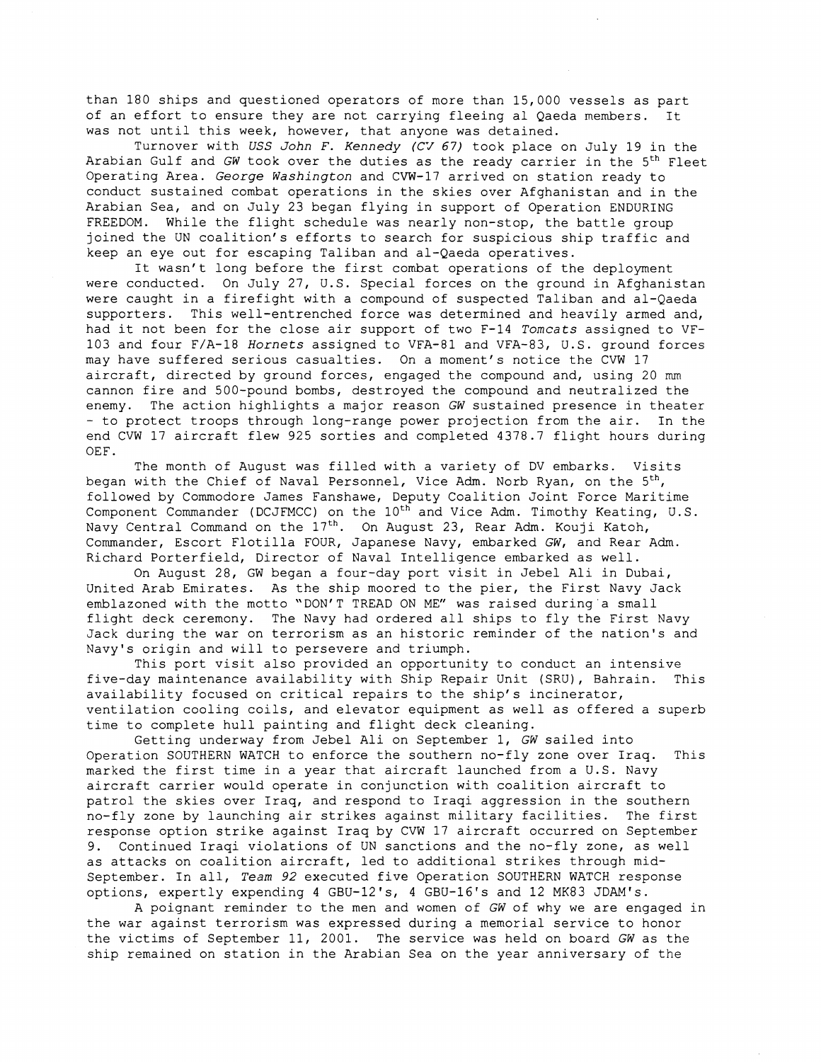than 180 ships and questioned operators of more than 15,000 vessels as part of an effort to ensure they are not carrying fleeing al Qaeda members. It was not until this week, however, that anyone was detained.

Turnover with *USS John F. Kennedy (CV 67)* took place on July 19 in the Arabian Gulf and *GW* took over the duties as the ready carrier in the 5th Fleet Operating Area. *George Washington* and CVW-17 arrived on station ready to conduct sustained combat operations in the skies over Afghanistan and in the Arabian Sea, and on July 23 began flying in support of Operation ENDURING FREEDOM. While the flight schedule was nearly non-stop, the battle group joined the UN coalition's efforts to search for suspicious ship traffic and keep an eye out for escaping Taliban and al-Qaeda operatives.

It wasn't long before the first combat operations of the deployment were conducted. On July 27, U.S. Special forces on the ground in Afghanistan were caught in a firefight with a compound of suspected Taliban and al-Qaeda supporters. This well-entrenched force was determined and heavily armed and, had it not been for the close air support of two F-14 *Tomcats* assigned to VF-103 and four F/A-18 *Hornets* assigned to VFA-81 and VFA-83, U.S. ground forces may have suffered serious casualties. On a moment's notice the CVW 17 aircraft, directed by ground forces, engaged the compound and, using 20 mm cannon fire and 500-pound bombs, destroyed the compound and neutralized the enemy. The action highlights a major reason *GW* sustained presence in theater - to protect troops through long-range power projection from the air. In the end CVW 17 aircraft flew 925 sorties and completed 4378.7 flight hours during OEF.

The month of August was filled with a variety of DV embarks. Visits began with the Chief of Naval Personnel, Vice Adm. Norb Ryan, on the 5th, followed by Commodore James Fanshawe, Deputy Coalition Joint Force Maritime Component Commander (DCJFMCC) on the 10th and Vice Adm. Timothy Keating, U.S. Navy Central Command on the 17th. On August 23, Rear Adm. Kouji Katoh, Commander, Escort Flotilla FOUR, Japanese Navy, embarked *GW*, and Rear Adm. Richard Porterfield, Director of Naval Intelligence embarked as well.

On August 28, GW began a four-day port visit in Jebel Ali in Dubai, United Arab Emirates. As the ship moored to the pier, the First Navy Jack emblazoned with the motto "DON'T TREAD ON ME" was raised during a small flight deck ceremony. The Navy had ordered all ships to fly the First Navy Jack during the war on terrorism as an historic reminder of the nation's and Navy's origin and will to persevere and triumph.

This port visit also provided an opportunity to conduct an intensive five-day maintenance availability with Ship Repair Unit (SRU), Bahrain. This availability focused on critical repairs to the ship's incinerator, ventilation cooling coils, and elevator equipment as well as offered a superb time to complete hull painting and flight deck cleaning.

Getting underway from Jebel Ali on September 1, *GW* sailed into Operation SOUTHERN WATCH to enforce the southern no-fly zone over Iraq. This marked the first time in a year that aircraft launched from a U.S. Navy aircraft carrier would operate in conjunction with coalition aircraft to patrol the skies over Iraq, and respond to Iraqi aggression in the southern no-fly zone by launching air strikes against military facilities. The first response option strike against Iraq by CVW 17 aircraft occurred on September 9. Continued Iraqi violations of UN sanctions and the no-fly zone, as well as attacks on coalition aircraft, led to additional strikes through mid-September. In all, *Team 92* executed five Operation SOUTHERN WATCH response options, expertly expending 4 GBU-12's, 4 GBU-16's and 12 MK83 JDAM's.

A poignant reminder to the men and women of *GW* of why we are engaged in the war against terrorism was expressed during a memorial service to honor the victims of September 11, 2001. The service was held on board *GW* as the ship remained on station in the Arabian Sea on the year anniversary of the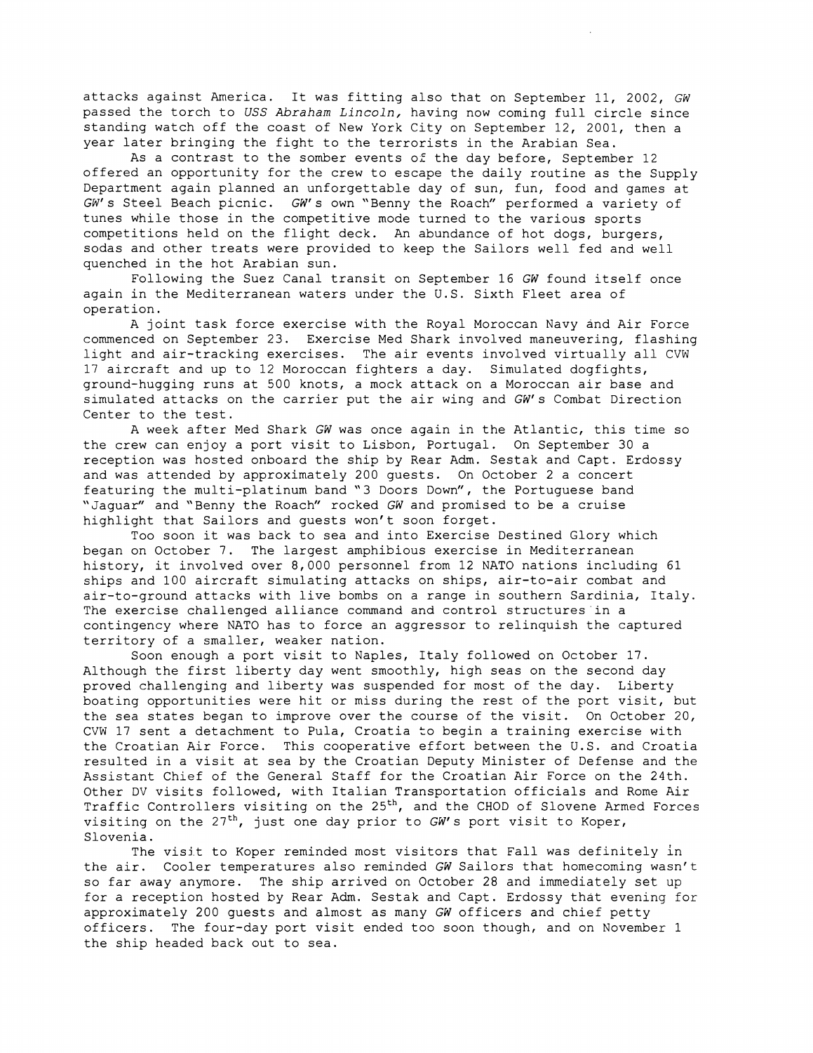attacks against America. It was fitting also that on September 11, 2002, *GW* passed the torch to *USS Abraham Lincoln,* having now coming full circle since standing watch off the coast of New York City on September 12, 2001, then a year later bringing the fight to the terrorists in the Arabian Sea.

As a contrast to the somber events of the day before, September 12 offered an opportunity for the crew to escape the daily routine as the Supply Department again planned an unforgettable day of sun, fun, food and games at *GW's* Steel Beach picnic. *GW's* own "Benny the Roach" performed a variety of tunes while those in the competitive mode turned to the various sports competitions held on the flight deck. An abundance of hot dogs, burgers, sodas and other treats were provided to keep the Sailors well fed and well quenched in the hot Arabian sun.

Following the Suez Canal transit on September 16 *GW* found itself once again in the Mediterranean waters under the U.S. Sixth Fleet area of operation.

A joint task force exercise with the Royal Moroccan Navy and Air Force commenced on September 23. Exercise Med Shark involved maneuvering, flashing light and air-tracking exercises. The air events involved virtually all CVW 17 aircraft and up to 12 Moroccan fighters a day. Simulated dogfights, ground-hugging runs at 500 knots, a mock attack on a Moroccan air base and simulated attacks on the carrier put the air wing and *GW's* Combat Direction Center to the test.

A week after Med Shark *GW* was once again in the Atlantic, this time so the crew can enjoy a port visit to Lisbon, Portugal. On September 30 a reception was hosted onboard the ship by Rear Adm. Sestak and Capt. Erdossy and was attended by approximately 200 guests. On October 2 a concert featuring the multi-platinum band "3 Doors Down", the Portuguese band "Jaguar" and "Benny the Roach" rocked *GW* and promised to be a cruise highlight that Sailors and guests won't soon forget.

Too soon it was back to sea and into Exercise Destined Glory which began on October 7. The largest amphibious exercise in Mediterranean history, it involved over 8,000 personnel from 12 NATO nations including 61 ships and 100 aircraft simulating attacks on ships, air-to-air combat and air-to-ground attacks with live bombs on a range in southern Sardinia, Italy. The exercise challenged alliance command and control structures in a contingency where NATO has to force an aggressor to relinquish the captured territory of a smaller, weaker nation.

Soon enough a port visit to Naples, Italy followed on October 17. Although the first liberty day went smoothly, high seas on the second day proved challenging and liberty was suspended for most of the day. Liberty boating opportunities were hit or miss during the rest of the port visit, but the sea states began to improve over the course of the visit. On October 20, CVW 17 sent a detachment to Pula, Croatia to begin a training exercise with the Croatian Air Force. This cooperative effort between the U.S. and Croatia resulted in a visit at sea by the Croatian Deputy Minister of Defense and the Assistant Chief of the General Staff for the Croatian Air Force on the 24th. Other DV visits followed, with Italian Transportation officials and Rome Air Traffic Controllers visiting on the 25th, and the CHOD of Slovene Armed Forces visiting on the 27th, just one day prior to *GW's* port visit to Koper, Slovenia.

The visit to Koper reminded most visitors that Fall was definitely in the air. Cooler temperatures also reminded *GW* Sailors that homecoming wasn't so far away anymore. The ship arrived on October 28 and immediately set up for a reception hosted by Rear Adm. Sestak and Capt. Erdossy that evening for approximately 200 guests and almost as many *GW* officers and chief petty officers. The four-day port visit ended too soon though, and on November 1 the ship headed back out to sea.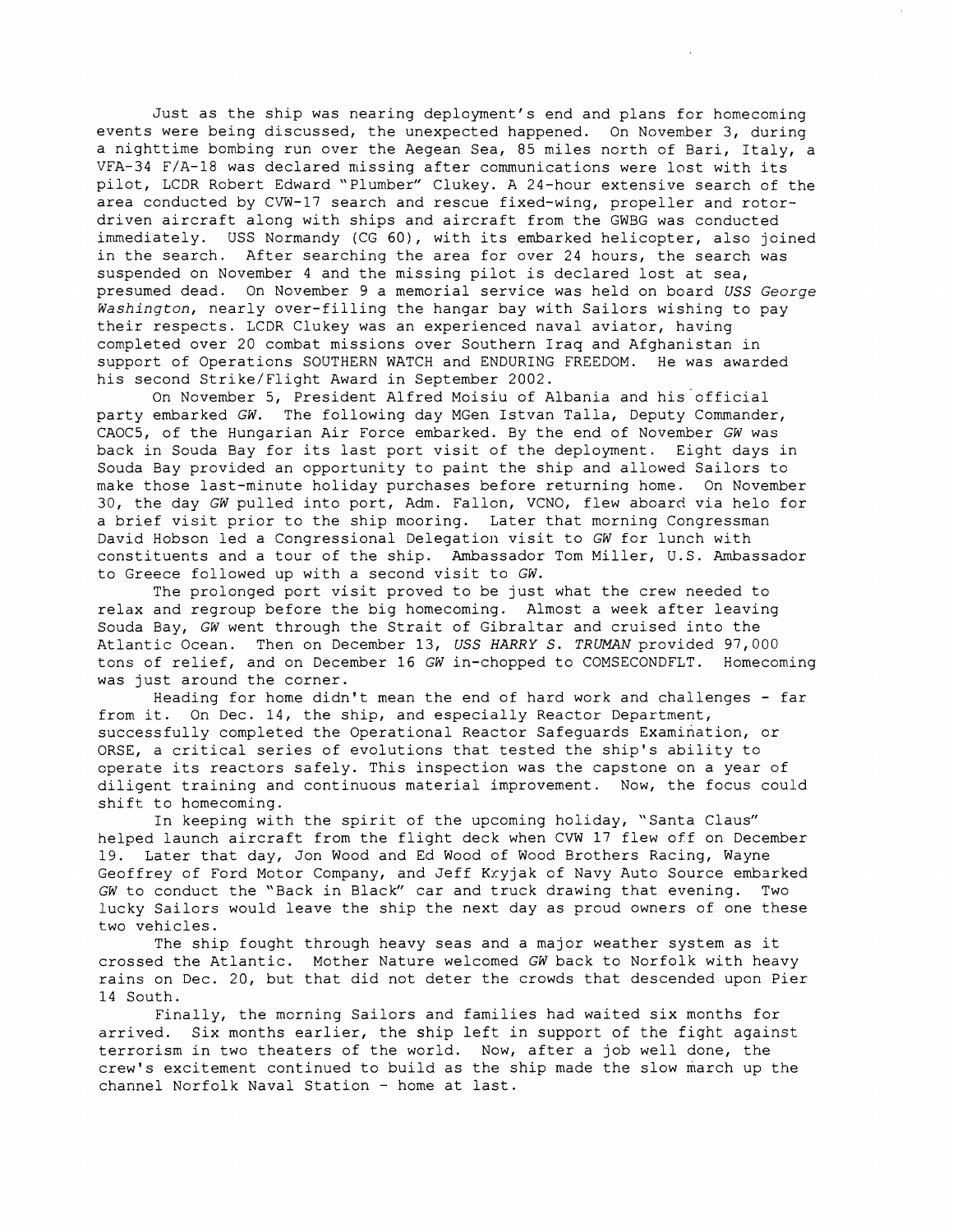Just as the ship was nearing deployment's end and plans for homecoming events were being discussed, the unexpected happened. On November 3, during a nighttime bombing run over the Aegean Sea, 85 miles north of Bari, Italy, a VFA-34 F/A-18 was declared missing after communications were lost with its pilot, LCDR Robert Edward "Plumber" Clukey. A 24-hour extensive search of the area conducted by CVW-17 search and rescue fixed-wing, propeller and rotor-driven aircraft along with ships and aircraft from the GWBG was conducted immediately. USS Normandy (CG 60), with its embarked helicopter, also joined in the search. After searching the area for over 24 hours, the search was suspended on November 4 and the missing pilot is declared lost at sea, presumed dead. On November 9 a memorial service was held on board *USS George Washington*, nearly over-filling the hangar bay with Sailors wishing to pay their respects. LCDR Clukey was an experienced naval aviator, having completed over 20 combat missions over Southern Iraq and Afghanistan in support of Operations SOUTHERN WATCH and ENDURING FREEDOM. He was awarded his second Strike/Flight Award in September 2002.

On November 5, President Alfred Moisiu of Albania and his official party embarked *GW*. The following day MGen Istvan Talla, Deputy Commander, CAOC5, of the Hungarian Air Force embarked. By the end of November *GW* was back in Souda Bay for its last port visit of the deployment. Eight days in Souda Bay provided an opportunity to paint the ship and allowed Sailors to make those last-minute holiday purchases before returning home. On November 30, the day *GW* pulled into port, Adm. Fallon, VCNO, flew aboard via helo for a brief visit prior to the ship mooring. Later that morning Congressman David Hobson led a Congressional Delegation visit to *GW* for lunch with constituents and a tour of the ship. Ambassador Tom Miller, U.S. Ambassador to Greece followed up with a second visit to *GW*.

The prolonged port visit proved to be just what the crew needed to relax and regroup before the big homecoming. Almost a week after leaving Souda Bay, *GW* went through the Strait of Gibraltar and cruised into the Atlantic Ocean. Then on December 13, *USS HARRY S. TRUMAN* provided 97,000 tons of relief, and on December 16 *GW* in-chopped to COMSECONDFLT. Homecoming was just around the corner.

Heading for home didn't mean the end of hard work and challenges - far from it. On Dec. 14, the ship, and especially Reactor Department, successfully completed the Operational Reactor Safeguards Examination, or ORSE, a critical series of evolutions that tested the ship's ability to operate its reactors safely. This inspection was the capstone on a year of diligent training and continuous material improvement. Now, the focus could shift to homecoming.

In keeping with the spirit of the upcoming holiday, "Santa Claus" helped launch aircraft from the flight deck when CVW 17 flew off on December 19. Later that day, Jon Wood and Ed Wood of Wood Brothers Racing, Wayne Geoffrey of Ford Motor Company, and Jeff Kryjak of Navy Auto Source embarked *GW* to conduct the "Back in Black" car and truck drawing that evening. Two lucky Sailors would leave the ship the next day as proud owners of one these two vehicles.

The ship fought through heavy seas and a major weather system as it crossed the Atlantic. Mother Nature welcomed *GW* back to Norfolk with heavy rains on Dec. 20, but that did not deter the crowds that descended upon Pier 14 South.

Finally, the morning Sailors and families had waited six months for arrived. Six months earlier, the ship left in support of the fight against terrorism in two theaters of the world. Now, after a job well done, the crew's excitement continued to build as the ship made the slow march up the channel Norfolk Naval Station - home at last.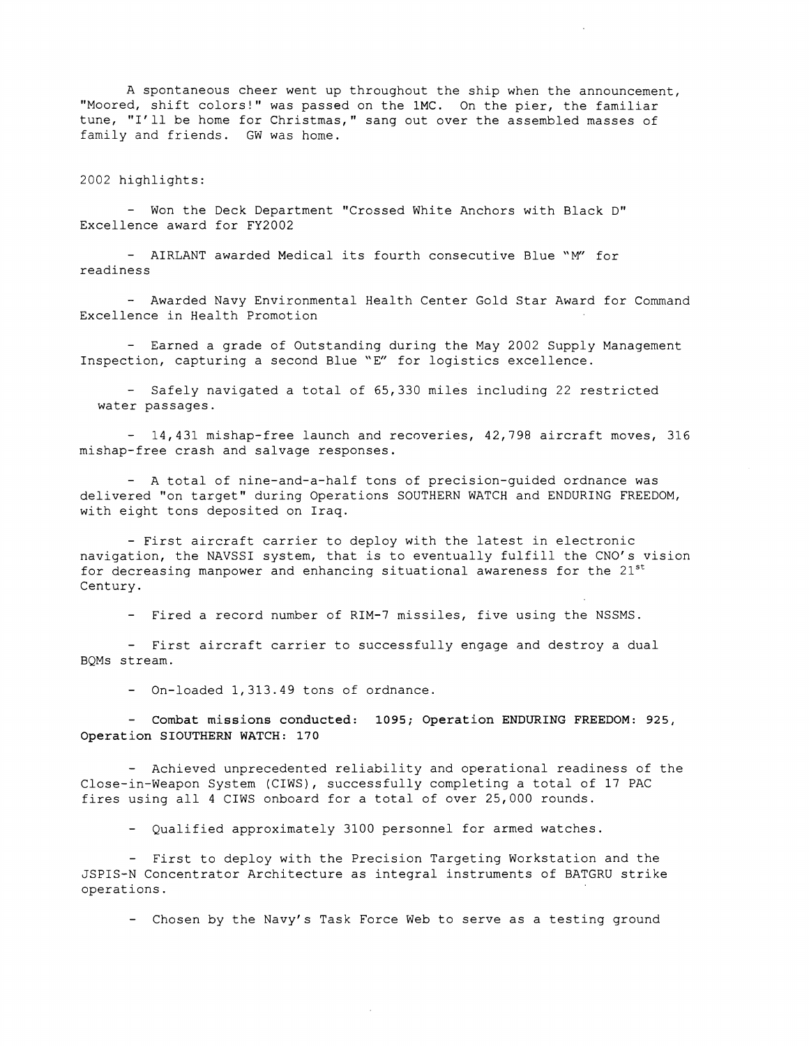A spontaneous cheer went up throughout the ship when the announcement, "Moored, shift colors!" was passed on the 1MC. On the pier, the familiar tune, "I'll be home for Christmas," sang out over the assembled masses of family and friends. GW was home.

2002 highlights:

- Won the Deck Department "Crossed White Anchors with Black D" Excellence award for FY2002

- AIRLANT awarded Medical its fourth consecutive Blue "M" for readiness

- Awarded Navy Environmental Health Center Gold Star Award for Command Excellence in Health Promotion

- Earned a grade of Outstanding during the May 2002 Supply Management Inspection, capturing a second Blue "E" for logistics excellence.

- Safely navigated a total of 65,330 miles including 22 restricted water passages.

- 14,431 mishap-free launch and recoveries, 42,798 aircraft moves, 316 mishap-free crash and salvage responses.

- A total of nine-and-a-half tons of precision-guided ordnance was delivered "on target" during Operations SOUTHERN WATCH and ENDURING FREEDOM, with eight tons deposited on Iraq.

- First aircraft carrier to deploy with the latest in electronic navigation, the NAVSSI system, that is to eventually fulfill the CNO's vision for decreasing manpower and enhancing situational awareness for the 21st Century.

- Fired a record number of RIM-7 missiles, five using the NSSMS.

- First aircraft carrier to successfully engage and destroy a dual BQMs stream.

- On-loaded 1,313.49 tons of ordnance.

- **Combat missions conducted: 1095; Operation ENDURING FREEDOM: 925, Operation SIOUTHERN WATCH: 170**

- Achieved unprecedented reliability and operational readiness of the Close-in-Weapon System (CIWS), successfully completing a total of 17 PAC fires using all 4 CIWS onboard for a total of over 25,000 rounds.

- Qualified approximately 3100 personnel for armed watches.

- First to deploy with the Precision Targeting Workstation and the JSPIS-N Concentrator Architecture as integral instruments of BATGRU strike operations.

- Chosen by the Navy's Task Force Web to serve as a testing ground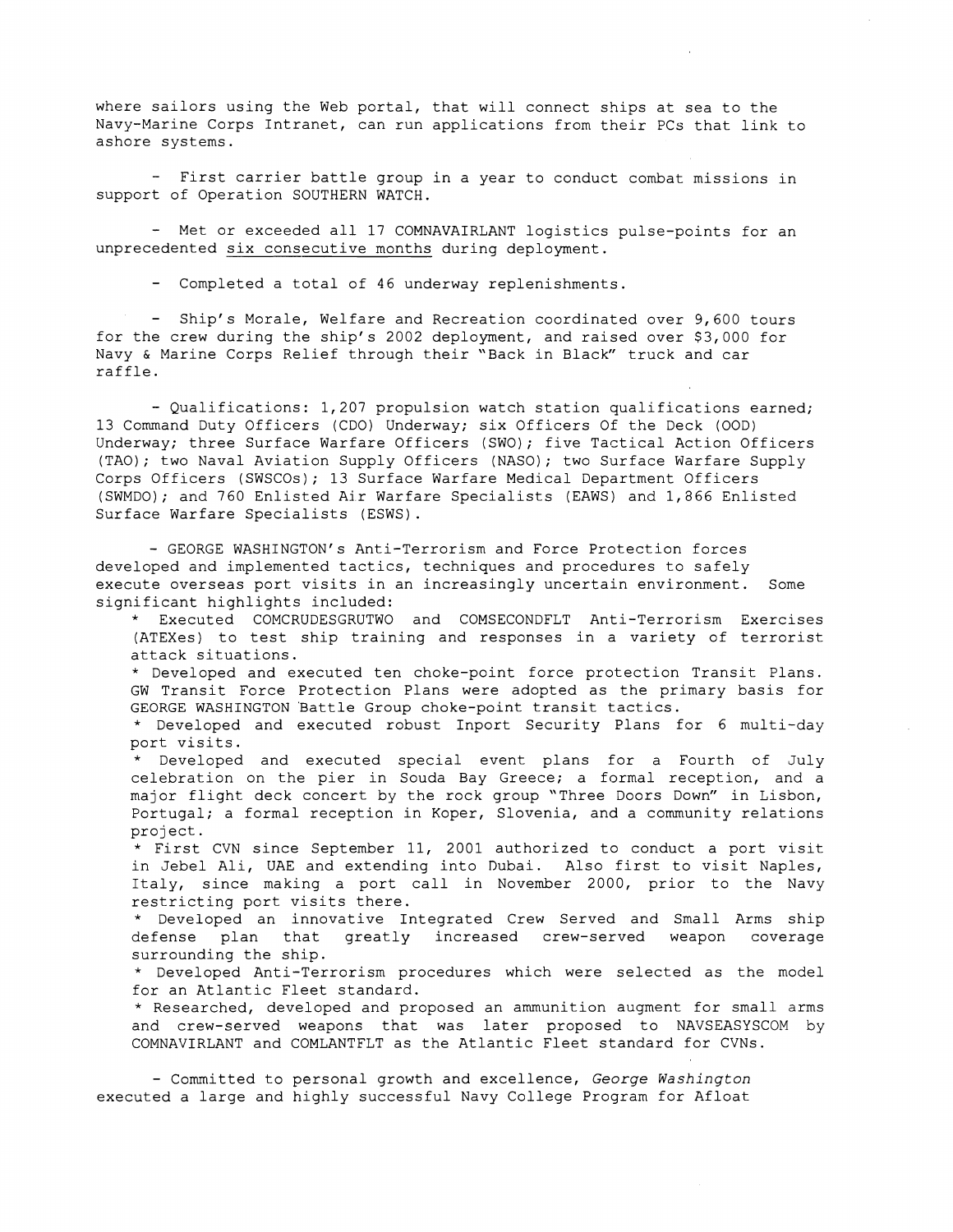where sailors using the Web portal, that will connect ships at sea to the Navy-Marine Corps Intranet, can run applications from their PCs that link to ashore systems.

- First carrier battle group in a year to conduct combat missions in support of Operation SOUTHERN WATCH.

- Met or exceeded all 17 COMNAVAIRLANT logistics pulse-points for an unprecedented <u>six consecutive months</u> during deployment.

- Completed a total of 46 underway replenishments.

- Ship's Morale, Welfare and Recreation coordinated over 9,600 tours for the crew during the ship's 2002 deployment, and raised over $3,000 for Navy & Marine Corps Relief through their "Back in Black" truck and car raffle.

- Qualifications: 1,207 propulsion watch station qualifications earned; 13 Command Duty Officers (CDO) Underway; six Officers Of the Deck (OOD) Underway; three Surface Warfare Officers (SWO); five Tactical Action Officers (TAO); two Naval Aviation Supply Officers (NASO); two Surface Warfare Supply Corps Officers (SWSCOs); 13 Surface Warfare Medical Department Officers (SWMDO); and 760 Enlisted Air Warfare Specialists (EAWS) and 1,866 Enlisted Surface Warfare Specialists (ESWS).

- GEORGE WASHINGTON's Anti-Terrorism and Force Protection forces developed and implemented tactics, techniques and procedures to safely execute overseas port visits in an increasingly uncertain environment. Some significant highlights included:

* Executed COMCRUDESGRUTWO and COMSECONDFLT Anti-Terrorism Exercises (ATEXes) to test ship training and responses in a variety of terrorist attack situations.
* Developed and executed ten choke-point force protection Transit Plans. GW Transit Force Protection Plans were adopted as the primary basis for GEORGE WASHINGTON Battle Group choke-point transit tactics.
* Developed and executed robust Inport Security Plans for 6 multi-day port visits.
* Developed and executed special event plans for a Fourth of July celebration on the pier in Souda Bay Greece; a formal reception, and a major flight deck concert by the rock group "Three Doors Down" in Lisbon, Portugal; a formal reception in Koper, Slovenia, and a community relations project.
* First CVN since September 11, 2001 authorized to conduct a port visit in Jebel Ali, UAE and extending into Dubai. Also first to visit Naples, Italy, since making a port call in November 2000, prior to the Navy restricting port visits there.
* Developed an innovative Integrated Crew Served and Small Arms ship defense plan that greatly increased crew-served weapon coverage surrounding the ship.
* Developed Anti-Terrorism procedures which were selected as the model for an Atlantic Fleet standard.
* Researched, developed and proposed an ammunition augment for small arms and crew-served weapons that was later proposed to NAVSEASYSCOM by COMNAVAIRLANT and COMLANTFLT as the Atlantic Fleet standard for CVNs.

- Committed to personal growth and excellence, *George Washington* executed a large and highly successful Navy College Program for Afloat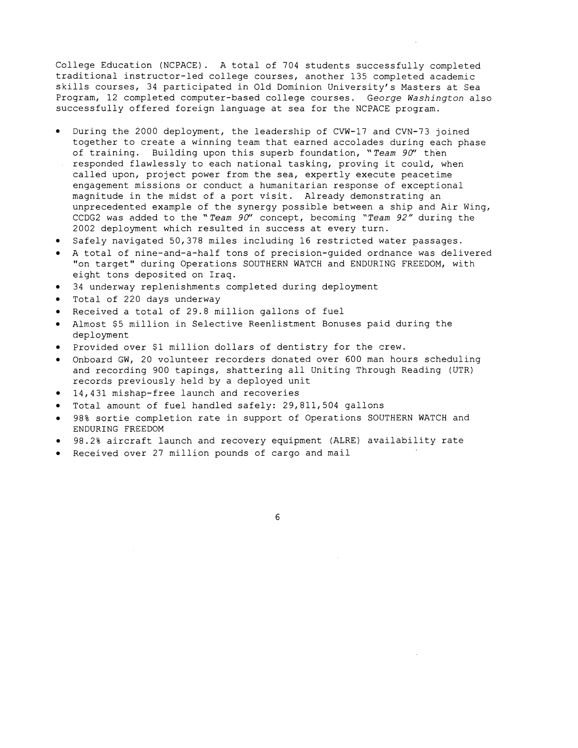College Education (NCPACE). A total of 704 students successfully completed traditional instructor-led college courses, another 135 completed academic skills courses, 34 participated in Old Dominion University's Masters at Sea Program, 12 completed computer-based college courses. *George Washington* also successfully offered foreign language at sea for the NCPACE program.

- During the 2000 deployment, the leadership of CVW-17 and CVN-73 joined together to create a winning team that earned accolades during each phase of training. Building upon this superb foundation, "*Team 90*" then responded flawlessly to each national tasking, proving it could, when called upon, project power from the sea, expertly execute peacetime engagement missions or conduct a humanitarian response of exceptional magnitude in the midst of a port visit. Already demonstrating an unprecedented example of the synergy possible between a ship and Air Wing, CCDG2 was added to the "*Team 90*" concept, becoming "*Team 92*" during the 2002 deployment which resulted in success at every turn.
- Safely navigated 50,378 miles including 16 restricted water passages.
- A total of nine-and-a-half tons of precision-guided ordnance was delivered "on target" during Operations SOUTHERN WATCH and ENDURING FREEDOM, with eight tons deposited on Iraq.
- 34 underway replenishments completed during deployment
- Total of 220 days underway
- Received a total of 29.8 million gallons of fuel
- Almost $5 million in Selective Reenlistment Bonuses paid during the deployment
- Provided over $1 million dollars of dentistry for the crew.
- Onboard GW, 20 volunteer recorders donated over 600 man hours scheduling and recording 900 tapings, shattering all Uniting Through Reading (UTR) records previously held by a deployed unit
- 14,431 mishap-free launch and recoveries
- Total amount of fuel handled safely: 29,811,504 gallons
- 98% sortie completion rate in support of Operations SOUTHERN WATCH and ENDURING FREEDOM
- 98.2% aircraft launch and recovery equipment (ALRE) availability rate
- Received over 27 million pounds of cargo and mail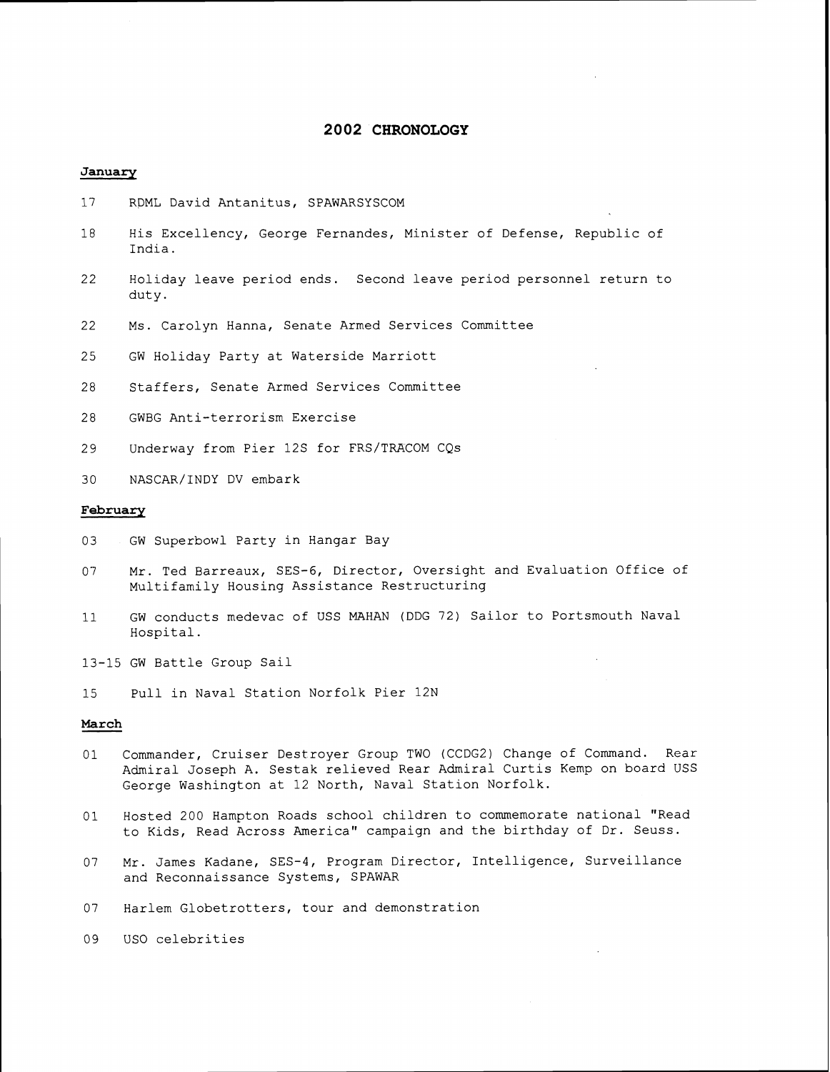## 2002 CHRONOLOGY

**January**

17 RDML David Antanitus, SPAWARSYSCOM

18 His Excellency, George Fernandes, Minister of Defense, Republic of India.

22 Holiday leave period ends. Second leave period personnel return to duty.

22 Ms. Carolyn Hanna, Senate Armed Services Committee

25 GW Holiday Party at Waterside Marriott

28 Staffers, Senate Armed Services Committee

28 GWBG Anti-terrorism Exercise

29 Underway from Pier 12S for FRS/TRACOM CQs

30 NASCAR/INDY DV embark

**February**

03 GW Superbowl Party in Hangar Bay

07 Mr. Ted Barreaux, SES-6, Director, Oversight and Evaluation Office of Multifamily Housing Assistance Restructuring

11 GW conducts medevac of USS MAHAN (DDG 72) Sailor to Portsmouth Naval Hospital.

13-15 GW Battle Group Sail

15 Pull in Naval Station Norfolk Pier 12N

**March**

01 Commander, Cruiser Destroyer Group TWO (CCDG2) Change of Command. Rear Admiral Joseph A. Sestak relieved Rear Admiral Curtis Kemp on board USS George Washington at 12 North, Naval Station Norfolk.

01 Hosted 200 Hampton Roads school children to commemorate national "Read to Kids, Read Across America" campaign and the birthday of Dr. Seuss.

07 Mr. James Kadane, SES-4, Program Director, Intelligence, Surveillance and Reconnaissance Systems, SPAWAR

07 Harlem Globetrotters, tour and demonstration

09 USO celebrities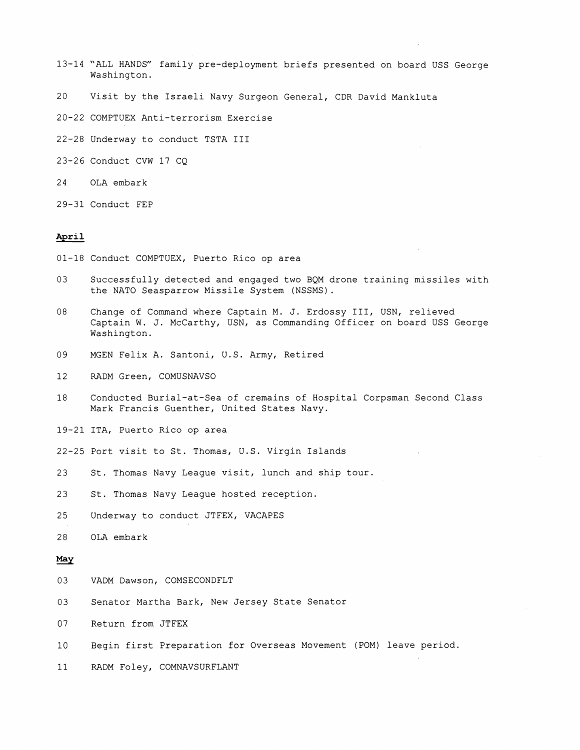13-14 "ALL HANDS" family pre-deployment briefs presented on board USS George Washington.

20 Visit by the Israeli Navy Surgeon General, CDR David Mankluta

20-22 COMPTUEX Anti-terrorism Exercise

22-28 Underway to conduct TSTA III

23-26 Conduct CVW 17 CQ

24 OLA embark

29-31 Conduct FEP

**April**

01-18 Conduct COMPTUEX, Puerto Rico op area

03 Successfully detected and engaged two BQM drone training missiles with the NATO Seasparrow Missile System (NSSMS).

08 Change of Command where Captain M. J. Erdossy III, USN, relieved Captain W. J. McCarthy, USN, as Commanding Officer on board USS George Washington.

09 MGEN Felix A. Santoni, U.S. Army, Retired

12 RADM Green, COMUSNAVSO

18 Conducted Burial-at-Sea of cremains of Hospital Corpsman Second Class Mark Francis Guenther, United States Navy.

19-21 ITA, Puerto Rico op area

22-25 Port visit to St. Thomas, U.S. Virgin Islands

23 St. Thomas Navy League visit, lunch and ship tour.

23 St. Thomas Navy League hosted reception.

25 Underway to conduct JTFEX, VACAPES

28 OLA embark

**May**

03 VADM Dawson, COMSECONDFLT

03 Senator Martha Bark, New Jersey State Senator

07 Return from JTFEX

10 Begin first Preparation for Overseas Movement (POM) leave period.

11 RADM Foley, COMNAVSURFLANT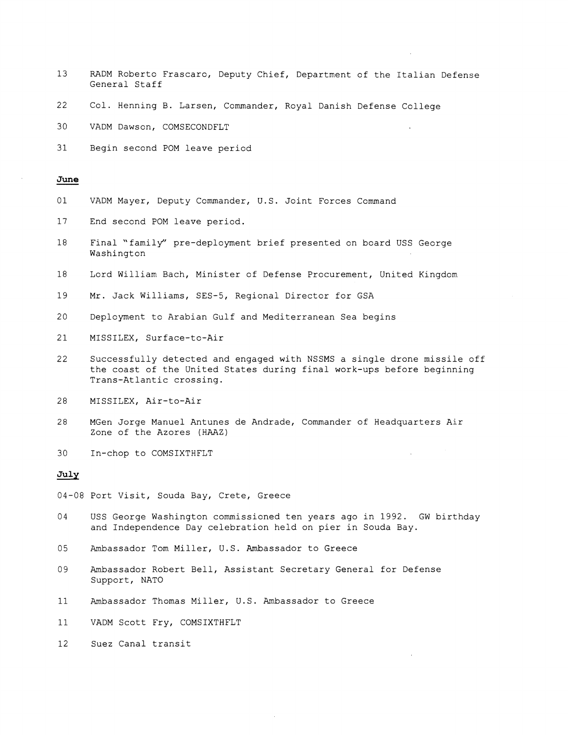13 RADM Roberto Frascaro, Deputy Chief, Department of the Italian Defense General Staff

22 Col. Henning B. Larsen, Commander, Royal Danish Defense College

30 VADM Dawson, COMSECONDFLT

31 Begin second POM leave period

**June**

01 VADM Mayer, Deputy Commander, U.S. Joint Forces Command

17 End second POM leave period.

18 Final "family" pre-deployment brief presented on board USS George Washington

18 Lord William Bach, Minister of Defense Procurement, United Kingdom

19 Mr. Jack Williams, SES-5, Regional Director for GSA

20 Deployment to Arabian Gulf and Mediterranean Sea begins

21 MISSILEX, Surface-to-Air

22 Successfully detected and engaged with NSSMS a single drone missile off the coast of the United States during final work-ups before beginning Trans-Atlantic crossing.

28 MISSILEX, Air-to-Air

28 MGen Jorge Manuel Antunes de Andrade, Commander of Headquarters Air Zone of the Azores (HAAZ)

30 In-chop to COMSIXTHFLT

**July**

04-08 Port Visit, Souda Bay, Crete, Greece

04 USS George Washington commissioned ten years ago in 1992. GW birthday and Independence Day celebration held on pier in Souda Bay.

05 Ambassador Tom Miller, U.S. Ambassador to Greece

09 Ambassador Robert Bell, Assistant Secretary General for Defense Support, NATO

11 Ambassador Thomas Miller, U.S. Ambassador to Greece

11 VADM Scott Fry, COMSIXTHFLT

12 Suez Canal transit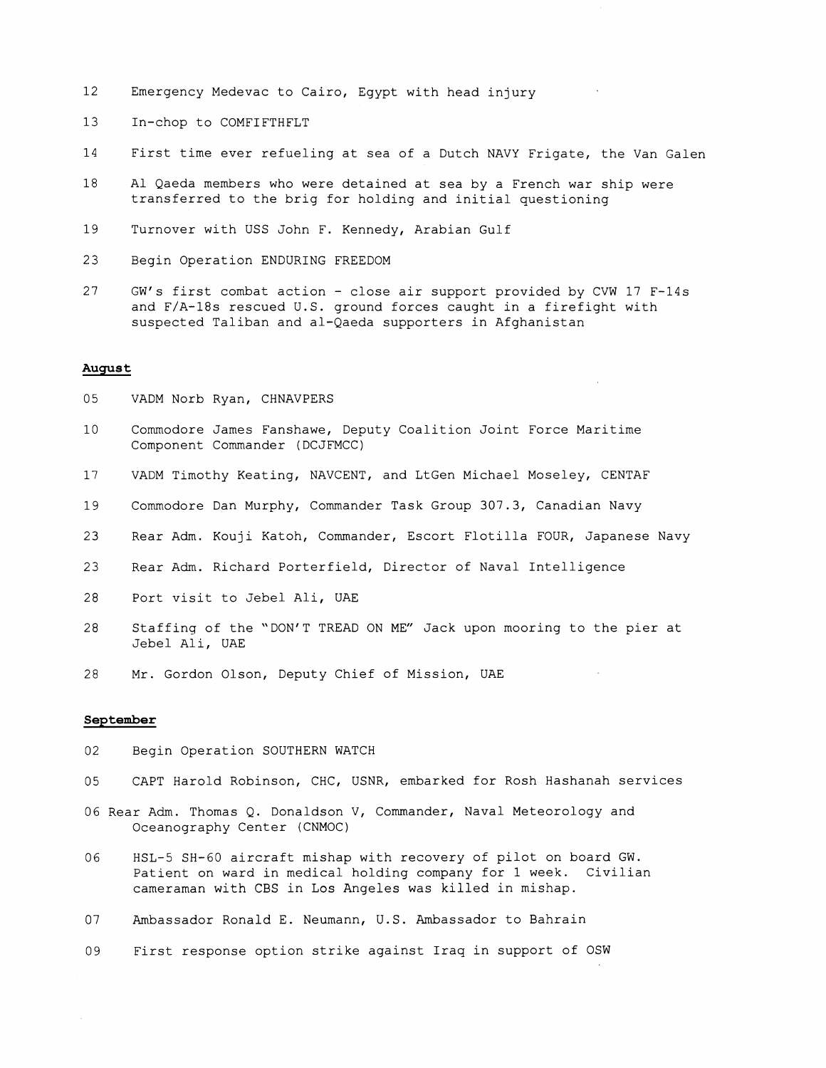12 Emergency Medevac to Cairo, Egypt with head injury

13 In-chop to COMFIFTHFLT

14 First time ever refueling at sea of a Dutch NAVY Frigate, the Van Galen

18 Al Qaeda members who were detained at sea by a French war ship were transferred to the brig for holding and initial questioning

19 Turnover with USS John F. Kennedy, Arabian Gulf

23 Begin Operation ENDURING FREEDOM

27 GW's first combat action - close air support provided by CVW 17 F-14s and F/A-18s rescued U.S. ground forces caught in a firefight with suspected Taliban and al-Qaeda supporters in Afghanistan

**August**

05 VADM Norb Ryan, CHNAVPERS

10 Commodore James Fanshawe, Deputy Coalition Joint Force Maritime Component Commander (DCJFMCC)

17 VADM Timothy Keating, NAVCENT, and LtGen Michael Moseley, CENTAF

19 Commodore Dan Murphy, Commander Task Group 307.3, Canadian Navy

23 Rear Adm. Kouji Katoh, Commander, Escort Flotilla FOUR, Japanese Navy

23 Rear Adm. Richard Porterfield, Director of Naval Intelligence

28 Port visit to Jebel Ali, UAE

28 Staffing of the "DON'T TREAD ON ME" Jack upon mooring to the pier at Jebel Ali, UAE

28 Mr. Gordon Olson, Deputy Chief of Mission, UAE

**September**

02 Begin Operation SOUTHERN WATCH

05 CAPT Harold Robinson, CHC, USNR, embarked for Rosh Hashanah services

06 Rear Adm. Thomas Q. Donaldson V, Commander, Naval Meteorology and Oceanography Center (CNMOC)

06 HSL-5 SH-60 aircraft mishap with recovery of pilot on board GW. Patient on ward in medical holding company for 1 week. Civilian cameraman with CBS in Los Angeles was killed in mishap.

07 Ambassador Ronald E. Neumann, U.S. Ambassador to Bahrain

09 First response option strike against Iraq in support of OSW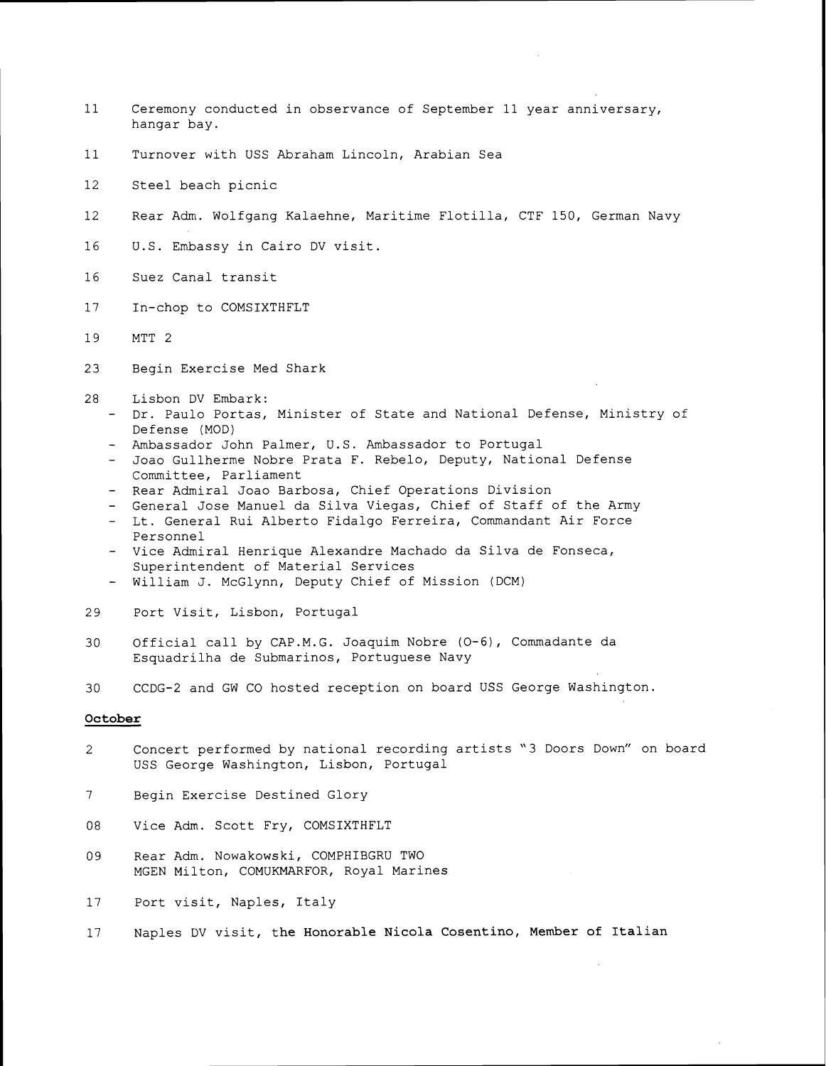11 Ceremony conducted in observance of September 11 year anniversary, hangar bay.

11 Turnover with USS Abraham Lincoln, Arabian Sea

12 Steel beach picnic

12 Rear Adm. Wolfgang Kalaehne, Maritime Flotilla, CTF 150, German Navy

16 U.S. Embassy in Cairo DV visit.

16 Suez Canal transit

17 In-chop to COMSIXTHFLT

19 MTT 2

23 Begin Exercise Med Shark

28 Lisbon DV Embark:
- Dr. Paulo Portas, Minister of State and National Defense, Ministry of Defense (MOD)
- Ambassador John Palmer, U.S. Ambassador to Portugal
- Joao Gullherme Nobre Prata F. Rebelo, Deputy, National Defense Committee, Parliament
- Rear Admiral Joao Barbosa, Chief Operations Division
- General Jose Manuel da Silva Viegas, Chief of Staff of the Army
- Lt. General Rui Alberto Fidalgo Ferreira, Commandant Air Force Personnel
- Vice Admiral Henrique Alexandre Machado da Silva de Fonseca, Superintendent of Material Services
- William J. McGlynn, Deputy Chief of Mission (DCM)

29 Port Visit, Lisbon, Portugal

30 Official call by CAP.M.G. Joaquim Nobre (O-6), Commadante da Esquadrilha de Submarinos, Portuguese Navy

30 CCDG-2 and GW CO hosted reception on board USS George Washington.

**October**

2 Concert performed by national recording artists "3 Doors Down" on board USS George Washington, Lisbon, Portugal

7 Begin Exercise Destined Glory

08 Vice Adm. Scott Fry, COMSIXTHFLT

09 Rear Adm. Nowakowski, COMPHIBGRU TWO
MGEN Milton, COMUKMARFOR, Royal Marines

17 Port visit, Naples, Italy

17 Naples DV visit, the Honorable Nicola Cosentino, Member of Italian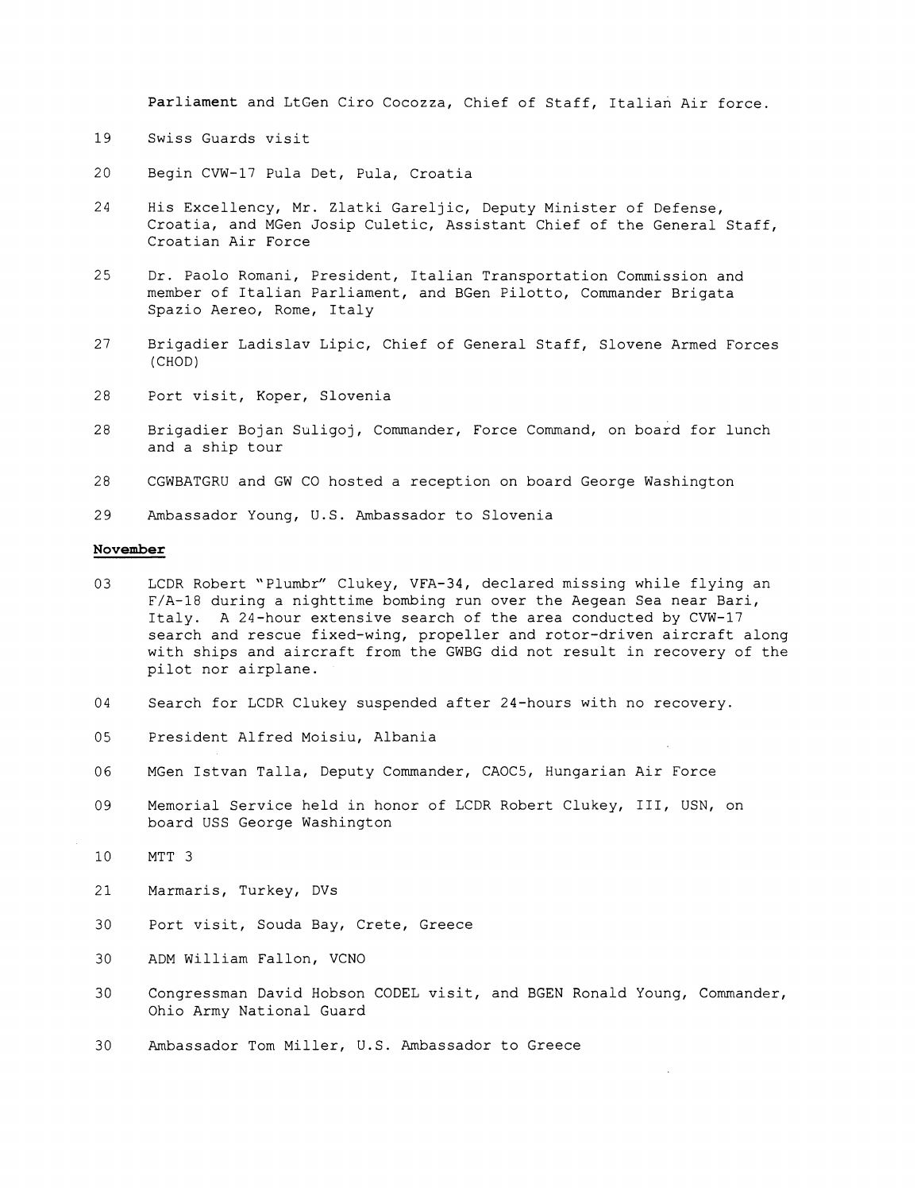Parliament and LtGen Ciro Cocozza, Chief of Staff, Italian Air force.

19 Swiss Guards visit

20 Begin CVW-17 Pula Det, Pula, Croatia

24 His Excellency, Mr. Zlatki Gareljic, Deputy Minister of Defense, Croatia, and MGen Josip Culetic, Assistant Chief of the General Staff, Croatian Air Force

25 Dr. Paolo Romani, President, Italian Transportation Commission and member of Italian Parliament, and BGen Pilotto, Commander Brigata Spazio Aereo, Rome, Italy

27 Brigadier Ladislav Lipic, Chief of General Staff, Slovene Armed Forces (CHOD)

28 Port visit, Koper, Slovenia

28 Brigadier Bojan Suligoj, Commander, Force Command, on board for lunch and a ship tour

28 CGWBATGRU and GW CO hosted a reception on board George Washington

29 Ambassador Young, U.S. Ambassador to Slovenia

**November**

03 LCDR Robert "Plumbr" Clukey, VFA-34, declared missing while flying an F/A-18 during a nighttime bombing run over the Aegean Sea near Bari, Italy. A 24-hour extensive search of the area conducted by CVW-17 search and rescue fixed-wing, propeller and rotor-driven aircraft along with ships and aircraft from the GWBG did not result in recovery of the pilot nor airplane.

04 Search for LCDR Clukey suspended after 24-hours with no recovery.

05 President Alfred Moisiu, Albania

06 MGen Istvan Talla, Deputy Commander, CAOC5, Hungarian Air Force

09 Memorial Service held in honor of LCDR Robert Clukey, III, USN, on board USS George Washington

10 MTT 3

21 Marmaris, Turkey, DVs

30 Port visit, Souda Bay, Crete, Greece

30 ADM William Fallon, VCNO

30 Congressman David Hobson CODEL visit, and BGEN Ronald Young, Commander, Ohio Army National Guard

30 Ambassador Tom Miller, U.S. Ambassador to Greece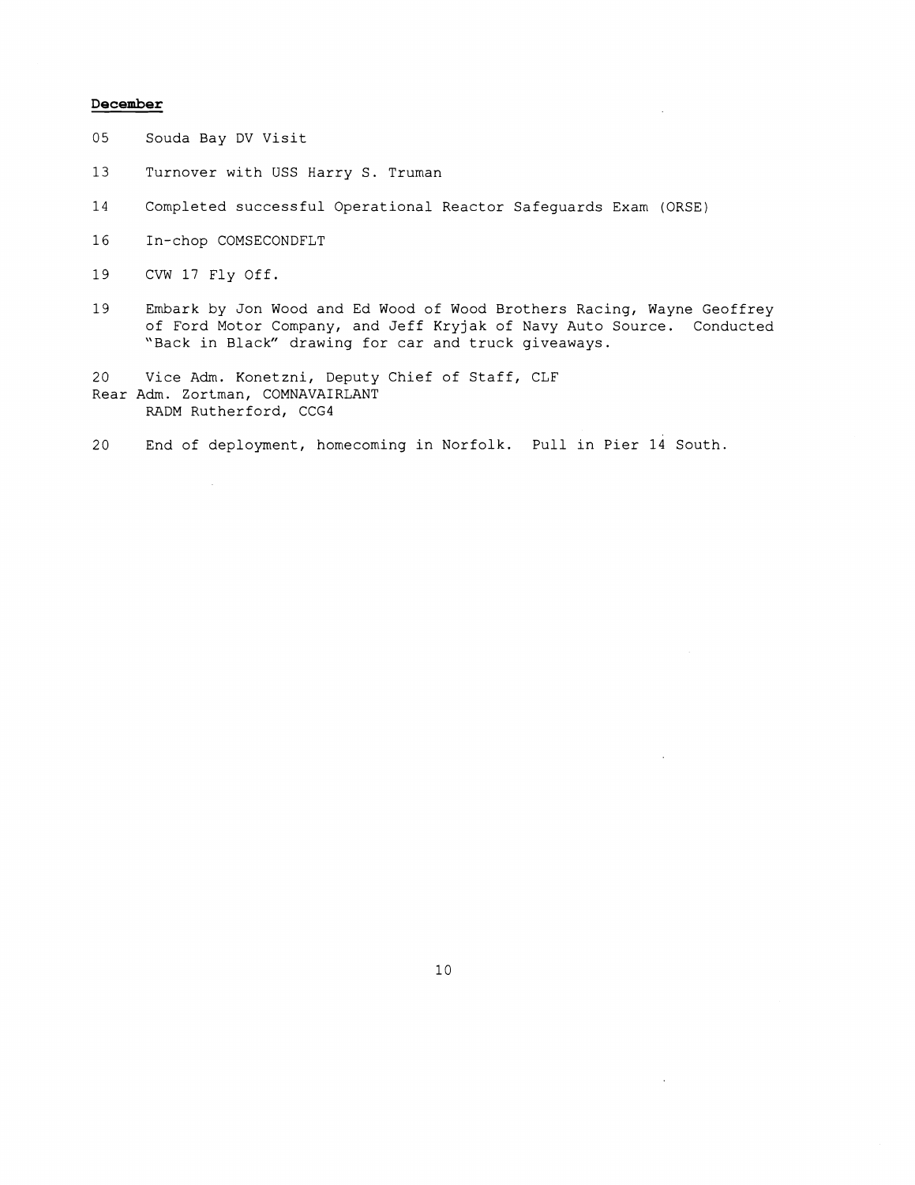**December**

05 Souda Bay DV Visit

13 Turnover with USS Harry S. Truman

14 Completed successful Operational Reactor Safeguards Exam (ORSE)

16 In-chop COMSECONDFLT

19 CVW 17 Fly Off.

19 Embark by Jon Wood and Ed Wood of Wood Brothers Racing, Wayne Geoffrey of Ford Motor Company, and Jeff Kryjak of Navy Auto Source. Conducted "Back in Black" drawing for car and truck giveaways.

20 Vice Adm. Konetzni, Deputy Chief of Staff, CLF
Rear Adm. Zortman, COMNAVAIRLANT
RADM Rutherford, CCG4

20 End of deployment, homecoming in Norfolk. Pull in Pier 14 South.